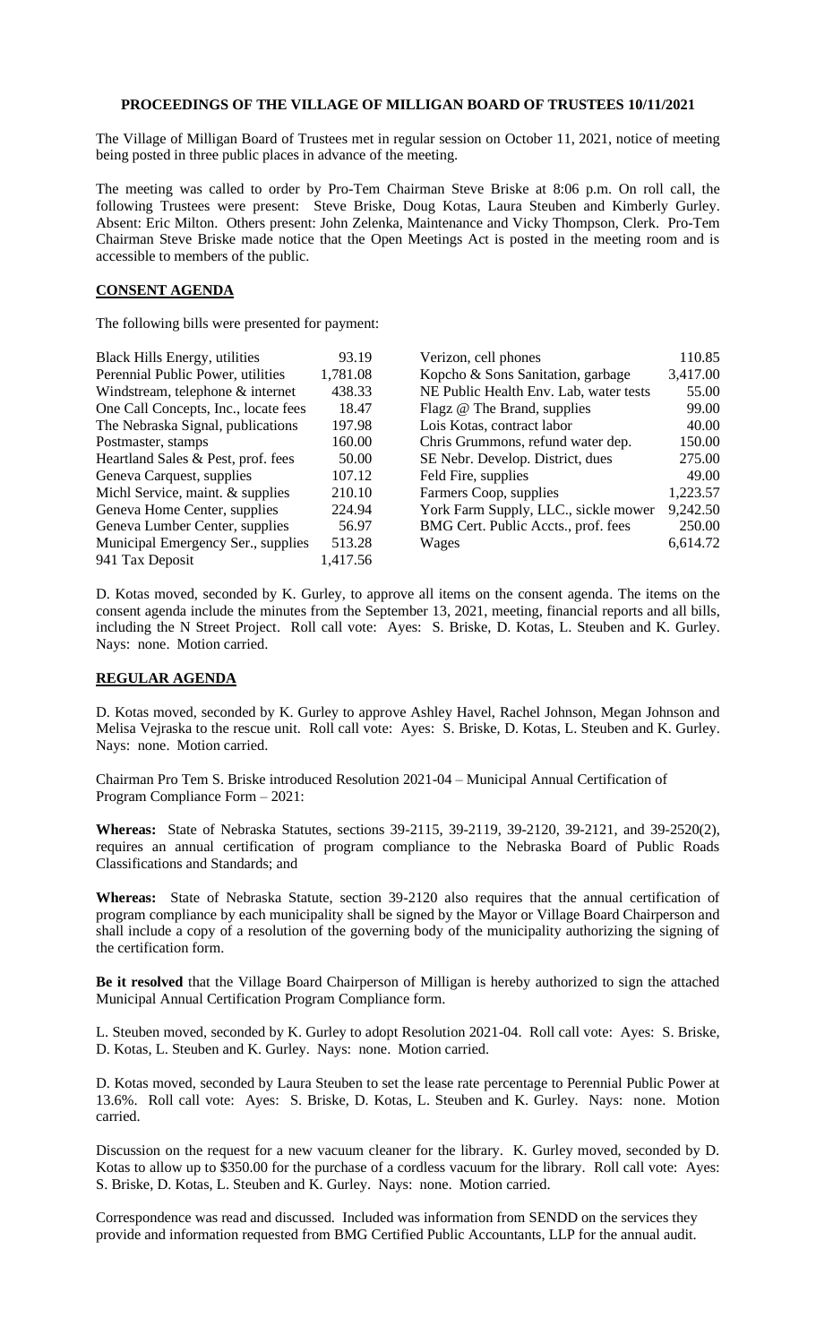# PROCEEDINGS OF THE VILLAGE OF MILLIGAN BOARD OF TRUSTEES 10/11/2021

The Village of Milligan Board of Trustees met in regular session on October 11, 2021, notice of meeting being posted in three public places in advance of the meeting.

The meeting was called to order by Pro-Tem Chairman Steve Briske at 8:06 p.m. On roll call, the following Trustees were present: Steve Briske, Doug Kotas, Laura Steuben and Kimberly Gurley. Absent: Eric Milton. Others present: John Zelenka, Maintenance and Vicky Thompson, Clerk. Pro-Tem Chairman Steve Briske made notice that the Open Meetings Act is posted in the meeting room and is accessible to members of the public.

## CONSENT AGENDA

The following bills were presented for payment:

| | | | |
|---|---|---|---|
| Black Hills Energy, utilities | 93.19 | Verizon, cell phones | 110.85 |
| Perennial Public Power, utilities | 1,781.08 | Kopcho & Sons Sanitation, garbage | 3,417.00 |
| Windstream, telephone & internet | 438.33 | NE Public Health Env. Lab, water tests | 55.00 |
| One Call Concepts, Inc., locate fees | 18.47 | Flagz @ The Brand, supplies | 99.00 |
| The Nebraska Signal, publications | 197.98 | Lois Kotas, contract labor | 40.00 |
| Postmaster, stamps | 160.00 | Chris Grummons, refund water dep. | 150.00 |
| Heartland Sales & Pest, prof. fees | 50.00 | SE Nebr. Develop. District, dues | 275.00 |
| Geneva Carquest, supplies | 107.12 | Feld Fire, supplies | 49.00 |
| Michl Service, maint. & supplies | 210.10 | Farmers Coop, supplies | 1,223.57 |
| Geneva Home Center, supplies | 224.94 | York Farm Supply, LLC., sickle mower | 9,242.50 |
| Geneva Lumber Center, supplies | 56.97 | BMG Cert. Public Accts., prof. fees | 250.00 |
| Municipal Emergency Ser., supplies | 513.28 | Wages | 6,614.72 |
| 941 Tax Deposit | 1,417.56 | | |

D. Kotas moved, seconded by K. Gurley, to approve all items on the consent agenda. The items on the consent agenda include the minutes from the September 13, 2021, meeting, financial reports and all bills, including the N Street Project. Roll call vote: Ayes: S. Briske, D. Kotas, L. Steuben and K. Gurley. Nays: none. Motion carried.

## REGULAR AGENDA

D. Kotas moved, seconded by K. Gurley to approve Ashley Havel, Rachel Johnson, Megan Johnson and Melisa Vejraska to the rescue unit. Roll call vote: Ayes: S. Briske, D. Kotas, L. Steuben and K. Gurley. Nays: none. Motion carried.

Chairman Pro Tem S. Briske introduced Resolution 2021-04 – Municipal Annual Certification of Program Compliance Form – 2021:

**Whereas:** State of Nebraska Statutes, sections 39-2115, 39-2119, 39-2120, 39-2121, and 39-2520(2), requires an annual certification of program compliance to the Nebraska Board of Public Roads Classifications and Standards; and

**Whereas:** State of Nebraska Statute, section 39-2120 also requires that the annual certification of program compliance by each municipality shall be signed by the Mayor or Village Board Chairperson and shall include a copy of a resolution of the governing body of the municipality authorizing the signing of the certification form.

**Be it resolved** that the Village Board Chairperson of Milligan is hereby authorized to sign the attached Municipal Annual Certification Program Compliance form.

L. Steuben moved, seconded by K. Gurley to adopt Resolution 2021-04. Roll call vote: Ayes: S. Briske, D. Kotas, L. Steuben and K. Gurley. Nays: none. Motion carried.

D. Kotas moved, seconded by Laura Steuben to set the lease rate percentage to Perennial Public Power at 13.6%. Roll call vote: Ayes: S. Briske, D. Kotas, L. Steuben and K. Gurley. Nays: none. Motion carried.

Discussion on the request for a new vacuum cleaner for the library. K. Gurley moved, seconded by D. Kotas to allow up to $350.00 for the purchase of a cordless vacuum for the library. Roll call vote: Ayes: S. Briske, D. Kotas, L. Steuben and K. Gurley. Nays: none. Motion carried.

Correspondence was read and discussed. Included was information from SENDD on the services they provide and information requested from BMG Certified Public Accountants, LLP for the annual audit.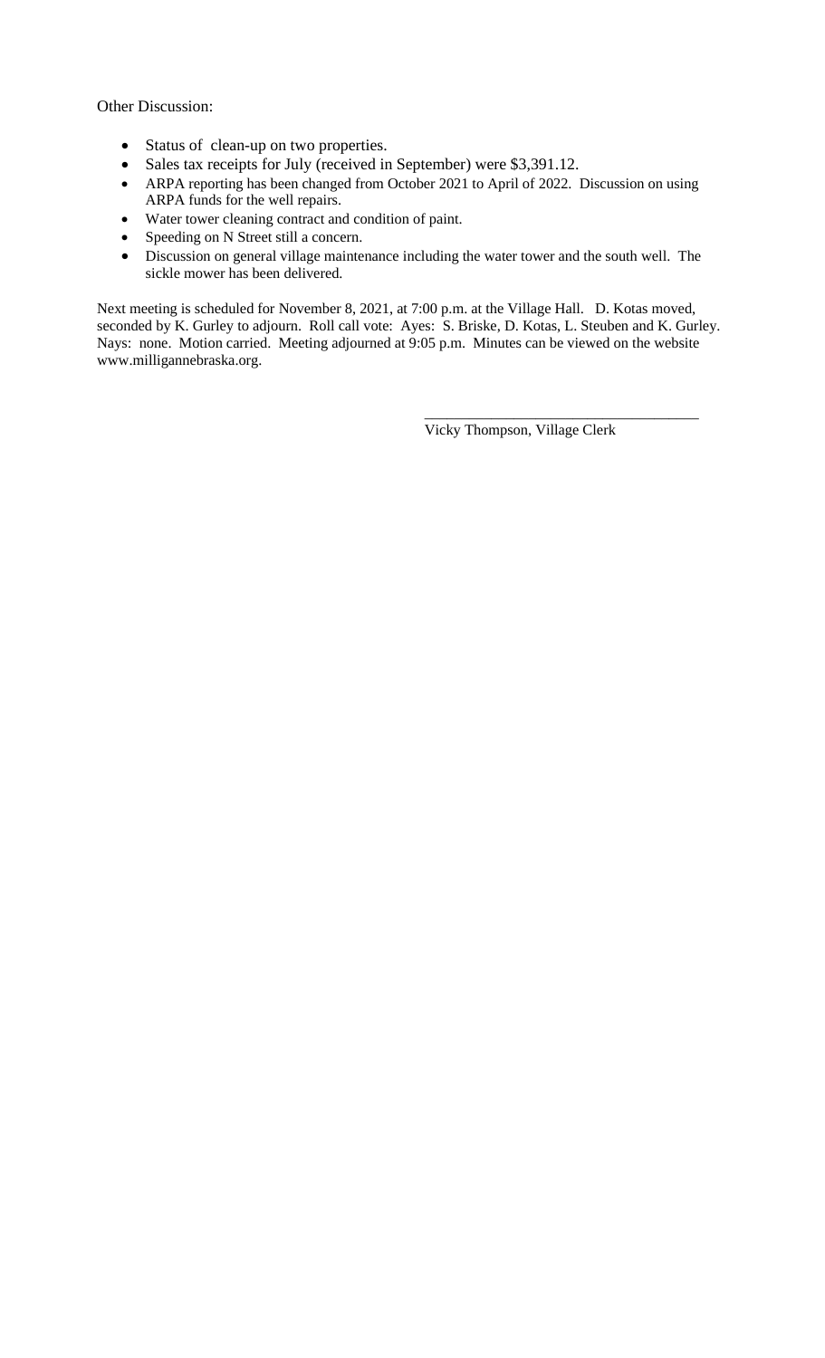Other Discussion:

- Status of clean-up on two properties.
- Sales tax receipts for July (received in September) were $3,391.12.
- ARPA reporting has been changed from October 2021 to April of 2022. Discussion on using ARPA funds for the well repairs.
- Water tower cleaning contract and condition of paint.
- Speeding on N Street still a concern.
- Discussion on general village maintenance including the water tower and the south well. The sickle mower has been delivered.

Next meeting is scheduled for November 8, 2021, at 7:00 p.m. at the Village Hall. D. Kotas moved, seconded by K. Gurley to adjourn. Roll call vote: Ayes: S. Briske, D. Kotas, L. Steuben and K. Gurley. Nays: none. Motion carried. Meeting adjourned at 9:05 p.m. Minutes can be viewed on the website www.milligannebraska.org.

\_\_\_\_\_\_\_\_\_\_\_\_\_\_\_\_\_\_\_\_\_\_\_\_\_\_\_\_\_\_\_\_\_\_\_\_\_\_

Vicky Thompson, Village Clerk